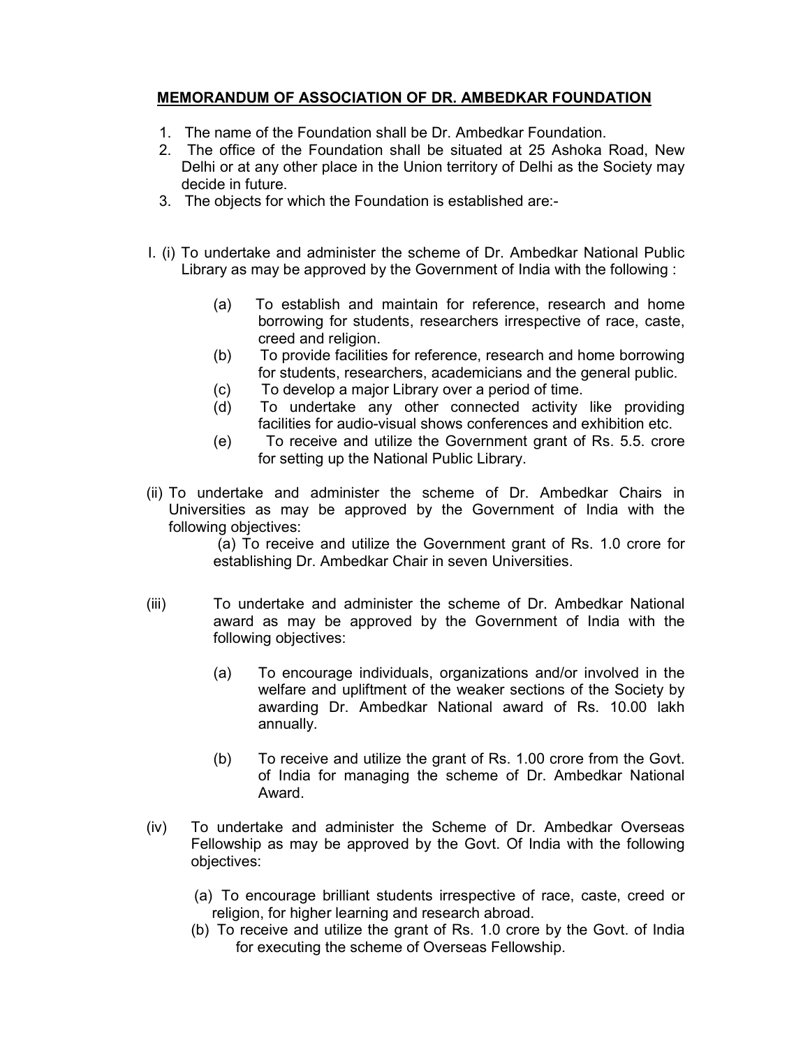## MEMORANDUM OF ASSOCIATION OF DR. AMBEDKAR FOUNDATION

1. The name of the Foundation shall be Dr. Ambedkar Foundation.
2. The office of the Foundation shall be situated at 25 Ashoka Road, New Delhi or at any other place in the Union territory of Delhi as the Society may decide in future.
3. The objects for which the Foundation is established are:-

I. (i) To undertake and administer the scheme of Dr. Ambedkar National Public Library as may be approved by the Government of India with the following :

- (a) To establish and maintain for reference, research and home borrowing for students, researchers irrespective of race, caste, creed and religion.
- (b) To provide facilities for reference, research and home borrowing for students, researchers, academicians and the general public.
- (c) To develop a major Library over a period of time.
- (d) To undertake any other connected activity like providing facilities for audio-visual shows conferences and exhibition etc.
- (e) To receive and utilize the Government grant of Rs. 5.5. crore for setting up the National Public Library.

(ii) To undertake and administer the scheme of Dr. Ambedkar Chairs in Universities as may be approved by the Government of India with the following objectives:

- (a) To receive and utilize the Government grant of Rs. 1.0 crore for establishing Dr. Ambedkar Chair in seven Universities.

(iii) To undertake and administer the scheme of Dr. Ambedkar National award as may be approved by the Government of India with the following objectives:

- (a) To encourage individuals, organizations and/or involved in the welfare and upliftment of the weaker sections of the Society by awarding Dr. Ambedkar National award of Rs. 10.00 lakh annually.
- (b) To receive and utilize the grant of Rs. 1.00 crore from the Govt. of India for managing the scheme of Dr. Ambedkar National Award.

(iv) To undertake and administer the Scheme of Dr. Ambedkar Overseas Fellowship as may be approved by the Govt. Of India with the following objectives:

- (a) To encourage brilliant students irrespective of race, caste, creed or religion, for higher learning and research abroad.
- (b) To receive and utilize the grant of Rs. 1.0 crore by the Govt. of India for executing the scheme of Overseas Fellowship.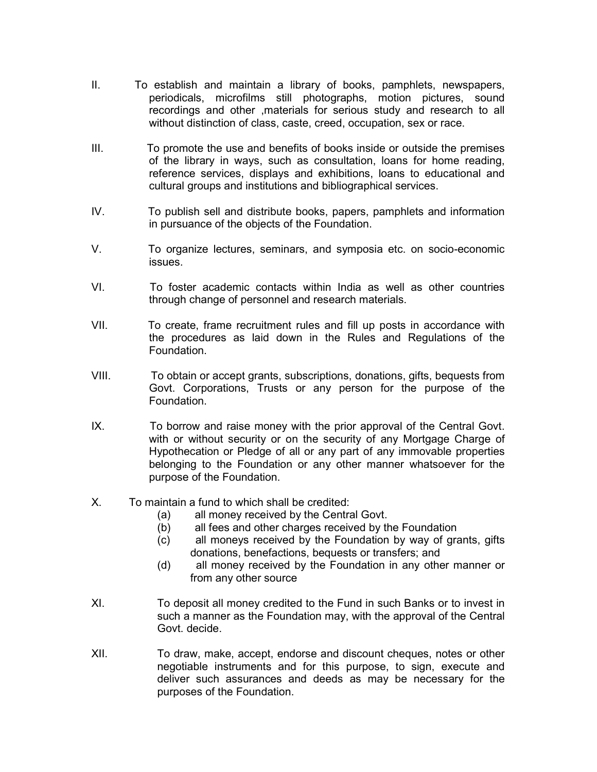II. To establish and maintain a library of books, pamphlets, newspapers, periodicals, microfilms still photographs, motion pictures, sound recordings and other ,materials for serious study and research to all without distinction of class, caste, creed, occupation, sex or race.

III. To promote the use and benefits of books inside or outside the premises of the library in ways, such as consultation, loans for home reading, reference services, displays and exhibitions, loans to educational and cultural groups and institutions and bibliographical services.

IV. To publish sell and distribute books, papers, pamphlets and information in pursuance of the objects of the Foundation.

V. To organize lectures, seminars, and symposia etc. on socio-economic issues.

VI. To foster academic contacts within India as well as other countries through change of personnel and research materials.

VII. To create, frame recruitment rules and fill up posts in accordance with the procedures as laid down in the Rules and Regulations of the Foundation.

VIII. To obtain or accept grants, subscriptions, donations, gifts, bequests from Govt. Corporations, Trusts or any person for the purpose of the Foundation.

IX. To borrow and raise money with the prior approval of the Central Govt. with or without security or on the security of any Mortgage Charge of Hypothecation or Pledge of all or any part of any immovable properties belonging to the Foundation or any other manner whatsoever for the purpose of the Foundation.

X. To maintain a fund to which shall be credited:
   - (a) all money received by the Central Govt.
   - (b) all fees and other charges received by the Foundation
   - (c) all moneys received by the Foundation by way of grants, gifts donations, benefactions, bequests or transfers; and
   - (d) all money received by the Foundation in any other manner or from any other source

XI. To deposit all money credited to the Fund in such Banks or to invest in such a manner as the Foundation may, with the approval of the Central Govt. decide.

XII. To draw, make, accept, endorse and discount cheques, notes or other negotiable instruments and for this purpose, to sign, execute and deliver such assurances and deeds as may be necessary for the purposes of the Foundation.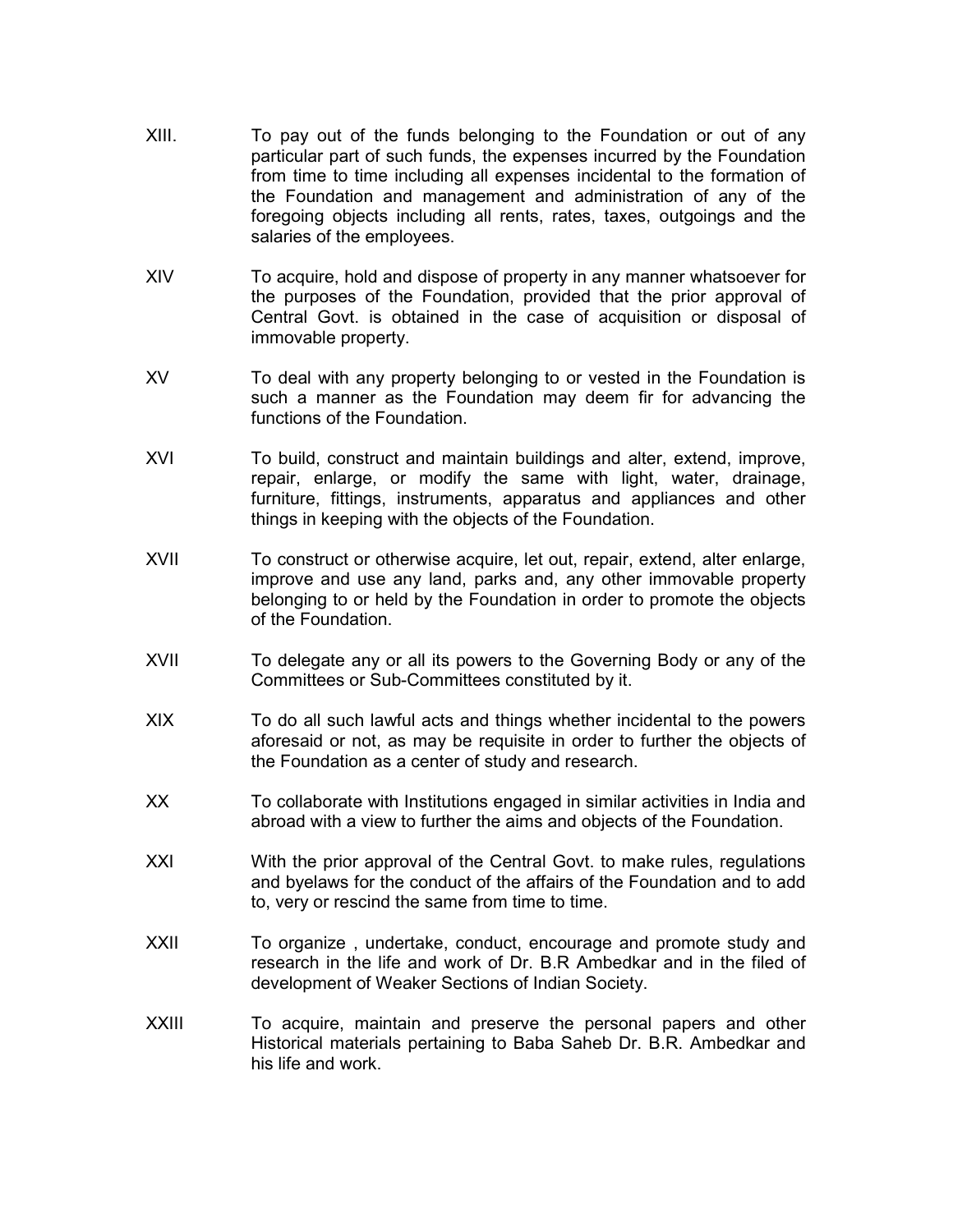XIII. To pay out of the funds belonging to the Foundation or out of any particular part of such funds, the expenses incurred by the Foundation from time to time including all expenses incidental to the formation of the Foundation and management and administration of any of the foregoing objects including all rents, rates, taxes, outgoings and the salaries of the employees.

XIV To acquire, hold and dispose of property in any manner whatsoever for the purposes of the Foundation, provided that the prior approval of Central Govt. is obtained in the case of acquisition or disposal of immovable property.

XV To deal with any property belonging to or vested in the Foundation is such a manner as the Foundation may deem fir for advancing the functions of the Foundation.

XVI To build, construct and maintain buildings and alter, extend, improve, repair, enlarge, or modify the same with light, water, drainage, furniture, fittings, instruments, apparatus and appliances and other things in keeping with the objects of the Foundation.

XVII To construct or otherwise acquire, let out, repair, extend, alter enlarge, improve and use any land, parks and, any other immovable property belonging to or held by the Foundation in order to promote the objects of the Foundation.

XVII To delegate any or all its powers to the Governing Body or any of the Committees or Sub-Committees constituted by it.

XIX To do all such lawful acts and things whether incidental to the powers aforesaid or not, as may be requisite in order to further the objects of the Foundation as a center of study and research.

XX To collaborate with Institutions engaged in similar activities in India and abroad with a view to further the aims and objects of the Foundation.

XXI With the prior approval of the Central Govt. to make rules, regulations and byelaws for the conduct of the affairs of the Foundation and to add to, very or rescind the same from time to time.

XXII To organize , undertake, conduct, encourage and promote study and research in the life and work of Dr. B.R Ambedkar and in the filed of development of Weaker Sections of Indian Society.

XXIII To acquire, maintain and preserve the personal papers and other Historical materials pertaining to Baba Saheb Dr. B.R. Ambedkar and his life and work.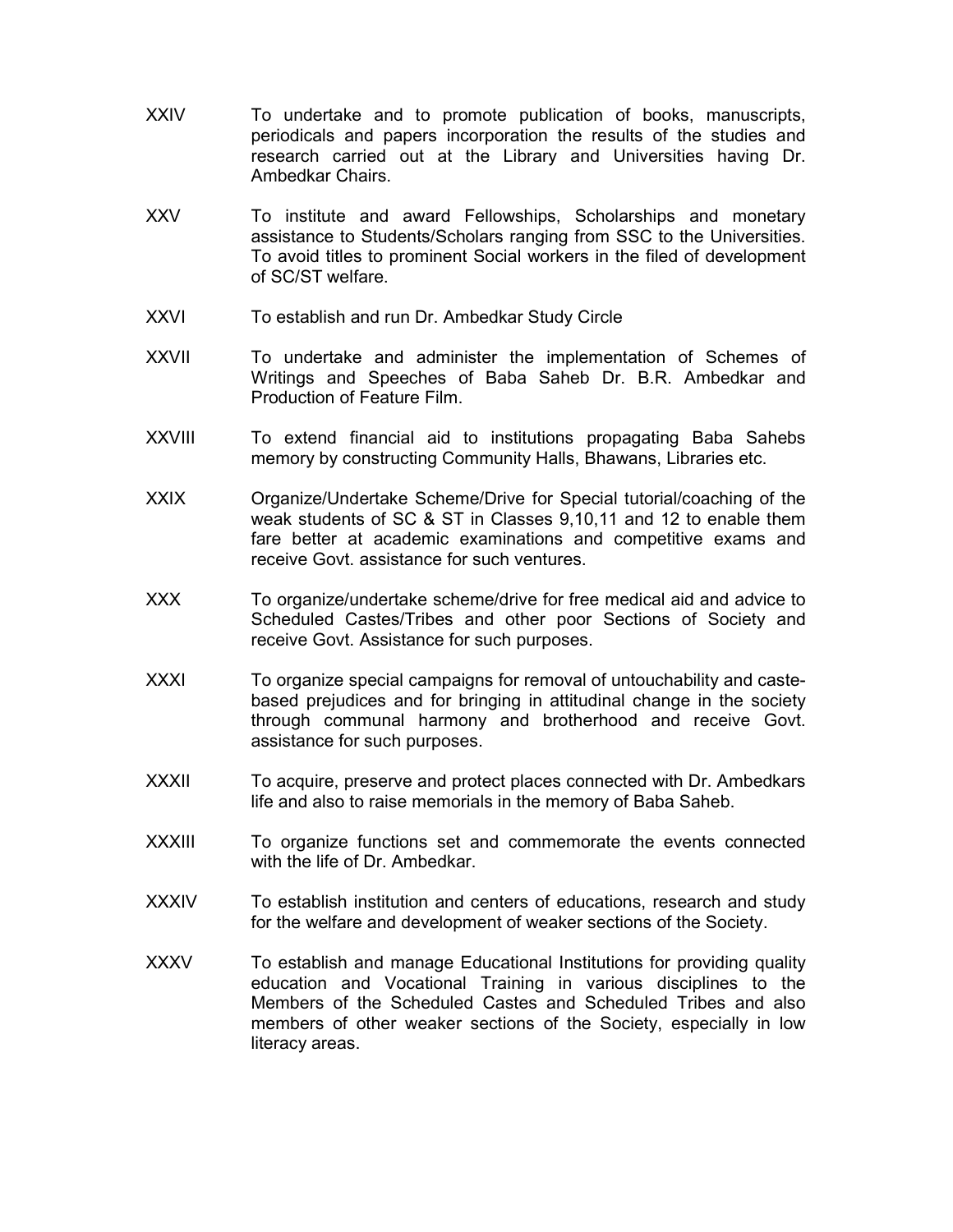XXIV To undertake and to promote publication of books, manuscripts, periodicals and papers incorporation the results of the studies and research carried out at the Library and Universities having Dr. Ambedkar Chairs.

XXV To institute and award Fellowships, Scholarships and monetary assistance to Students/Scholars ranging from SSC to the Universities. To avoid titles to prominent Social workers in the filed of development of SC/ST welfare.

XXVI To establish and run Dr. Ambedkar Study Circle

XXVII To undertake and administer the implementation of Schemes of Writings and Speeches of Baba Saheb Dr. B.R. Ambedkar and Production of Feature Film.

XXVIII To extend financial aid to institutions propagating Baba Sahebs memory by constructing Community Halls, Bhawans, Libraries etc.

XXIX Organize/Undertake Scheme/Drive for Special tutorial/coaching of the weak students of SC & ST in Classes 9,10,11 and 12 to enable them fare better at academic examinations and competitive exams and receive Govt. assistance for such ventures.

XXX To organize/undertake scheme/drive for free medical aid and advice to Scheduled Castes/Tribes and other poor Sections of Society and receive Govt. Assistance for such purposes.

XXXI To organize special campaigns for removal of untouchability and caste-based prejudices and for bringing in attitudinal change in the society through communal harmony and brotherhood and receive Govt. assistance for such purposes.

XXXII To acquire, preserve and protect places connected with Dr. Ambedkars life and also to raise memorials in the memory of Baba Saheb.

XXXIII To organize functions set and commemorate the events connected with the life of Dr. Ambedkar.

XXXIV To establish institution and centers of educations, research and study for the welfare and development of weaker sections of the Society.

XXXV To establish and manage Educational Institutions for providing quality education and Vocational Training in various disciplines to the Members of the Scheduled Castes and Scheduled Tribes and also members of other weaker sections of the Society, especially in low literacy areas.